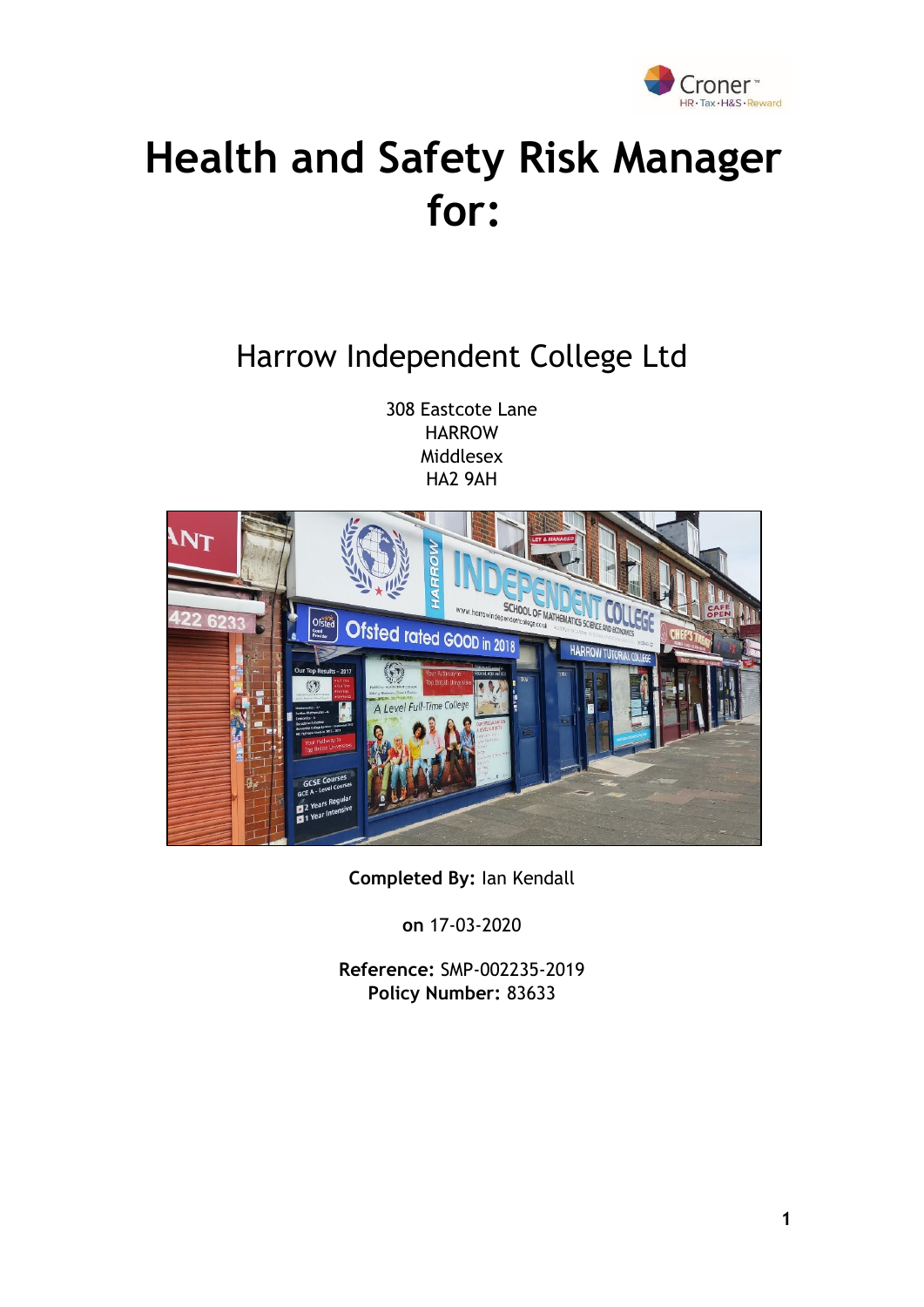# Health and Safety Risk Manager for:

## Harrow Independent College Ltd

308 Eastcote Lane
HARROW
Middlesex
HA2 9AH

**Completed By:** Ian Kendall

**on** 17-03-2020

**Reference:** SMP-002235-2019
**Policy Number:** 83633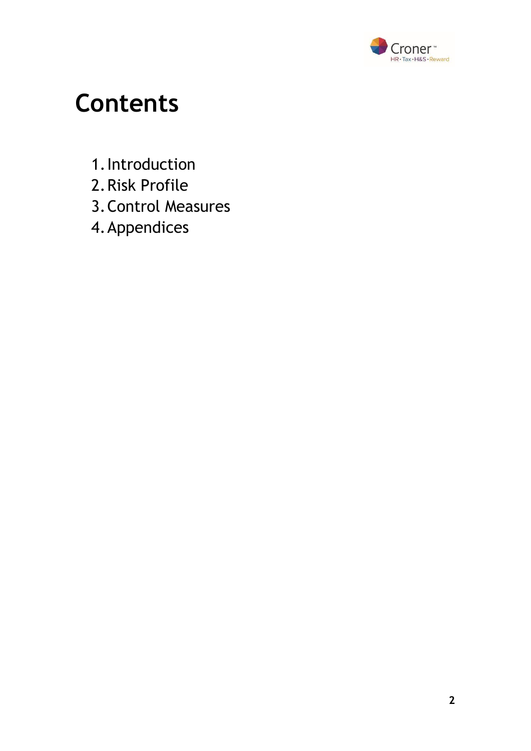# Contents

1. Introduction
2. Risk Profile
3. Control Measures
4. Appendices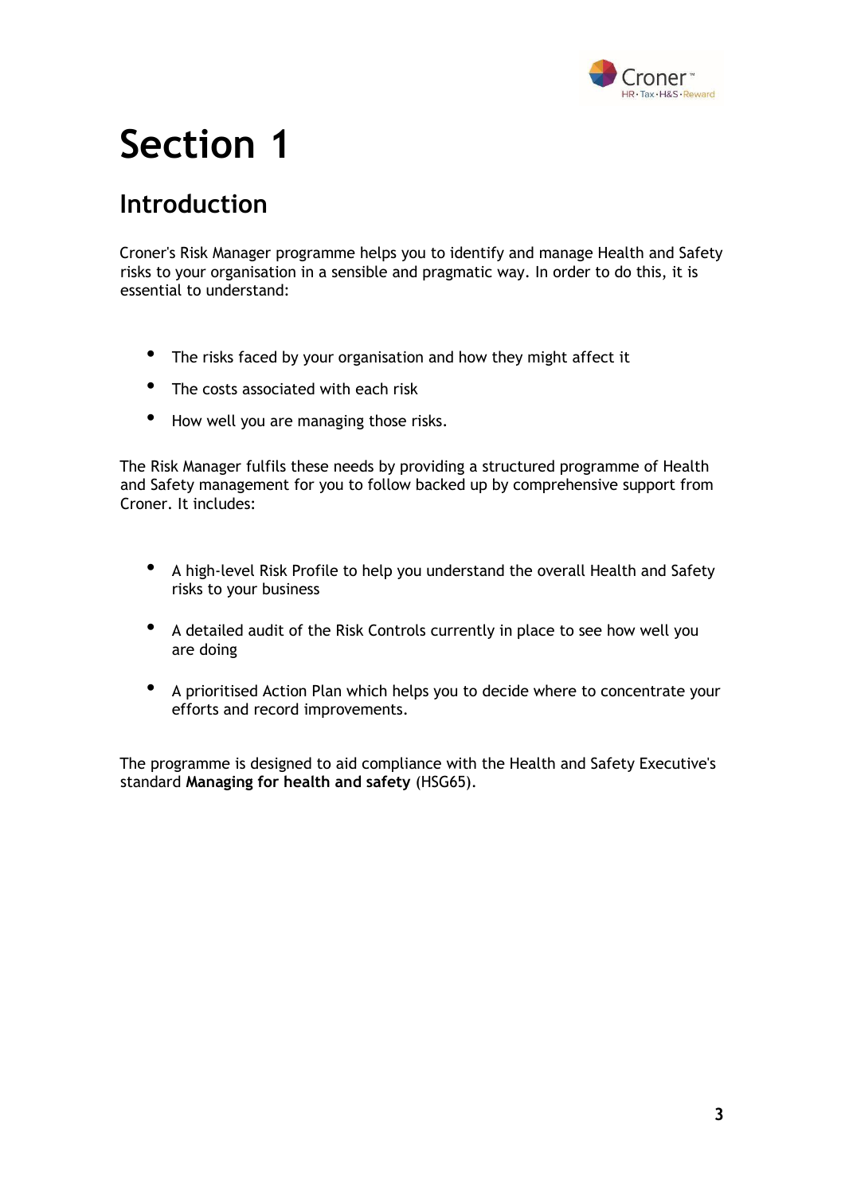# Section 1

## Introduction

Croner's Risk Manager programme helps you to identify and manage Health and Safety risks to your organisation in a sensible and pragmatic way. In order to do this, it is essential to understand:

- The risks faced by your organisation and how they might affect it
- The costs associated with each risk
- How well you are managing those risks.

The Risk Manager fulfils these needs by providing a structured programme of Health and Safety management for you to follow backed up by comprehensive support from Croner. It includes:

- A high-level Risk Profile to help you understand the overall Health and Safety risks to your business
- A detailed audit of the Risk Controls currently in place to see how well you are doing
- A prioritised Action Plan which helps you to decide where to concentrate your efforts and record improvements.

The programme is designed to aid compliance with the Health and Safety Executive's standard **Managing for health and safety** (HSG65).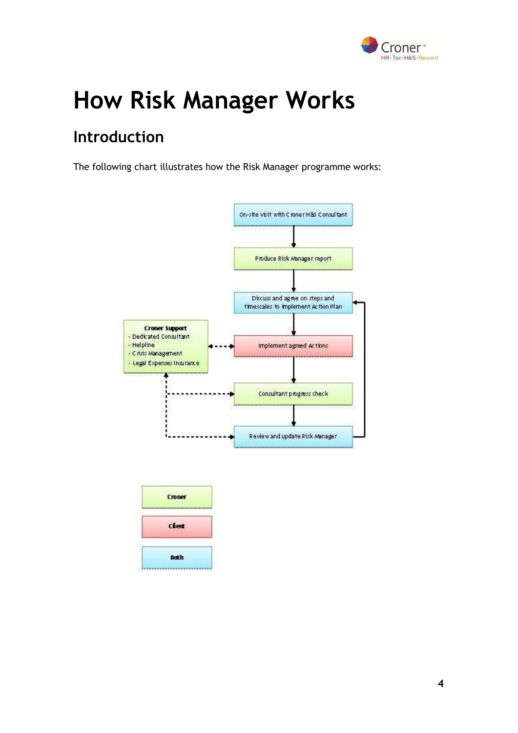# How Risk Manager Works

## Introduction

The following chart illustrates how the Risk Manager programme works:

On-site visit with Croner H&S Consultant

Produce Risk Manager report

Discuss and agree on steps and timescales to implement Action Plan

Implement agreed Actions

Consultant progress check

Review and update Risk Manager

**Croner Support**
- Dedicated Consultant
- Helpline
- Crisis Management
- Legal Expenses Insurance

**Croner**

**Client**

**Both**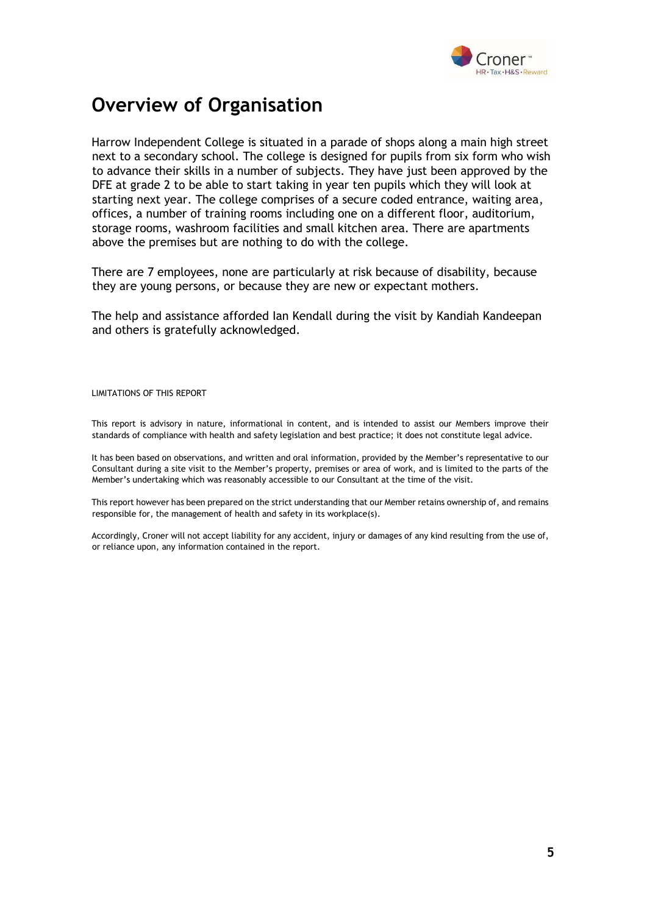# Overview of Organisation

Harrow Independent College is situated in a parade of shops along a main high street next to a secondary school. The college is designed for pupils from six form who wish to advance their skills in a number of subjects. They have just been approved by the DFE at grade 2 to be able to start taking in year ten pupils which they will look at starting next year. The college comprises of a secure coded entrance, waiting area, offices, a number of training rooms including one on a different floor, auditorium, storage rooms, washroom facilities and small kitchen area. There are apartments above the premises but are nothing to do with the college.

There are 7 employees, none are particularly at risk because of disability, because they are young persons, or because they are new or expectant mothers.

The help and assistance afforded Ian Kendall during the visit by Kandiah Kandeepan and others is gratefully acknowledged.

LIMITATIONS OF THIS REPORT

This report is advisory in nature, informational in content, and is intended to assist our Members improve their standards of compliance with health and safety legislation and best practice; it does not constitute legal advice.

It has been based on observations, and written and oral information, provided by the Member's representative to our Consultant during a site visit to the Member's property, premises or area of work, and is limited to the parts of the Member's undertaking which was reasonably accessible to our Consultant at the time of the visit.

This report however has been prepared on the strict understanding that our Member retains ownership of, and remains responsible for, the management of health and safety in its workplace(s).

Accordingly, Croner will not accept liability for any accident, injury or damages of any kind resulting from the use of, or reliance upon, any information contained in the report.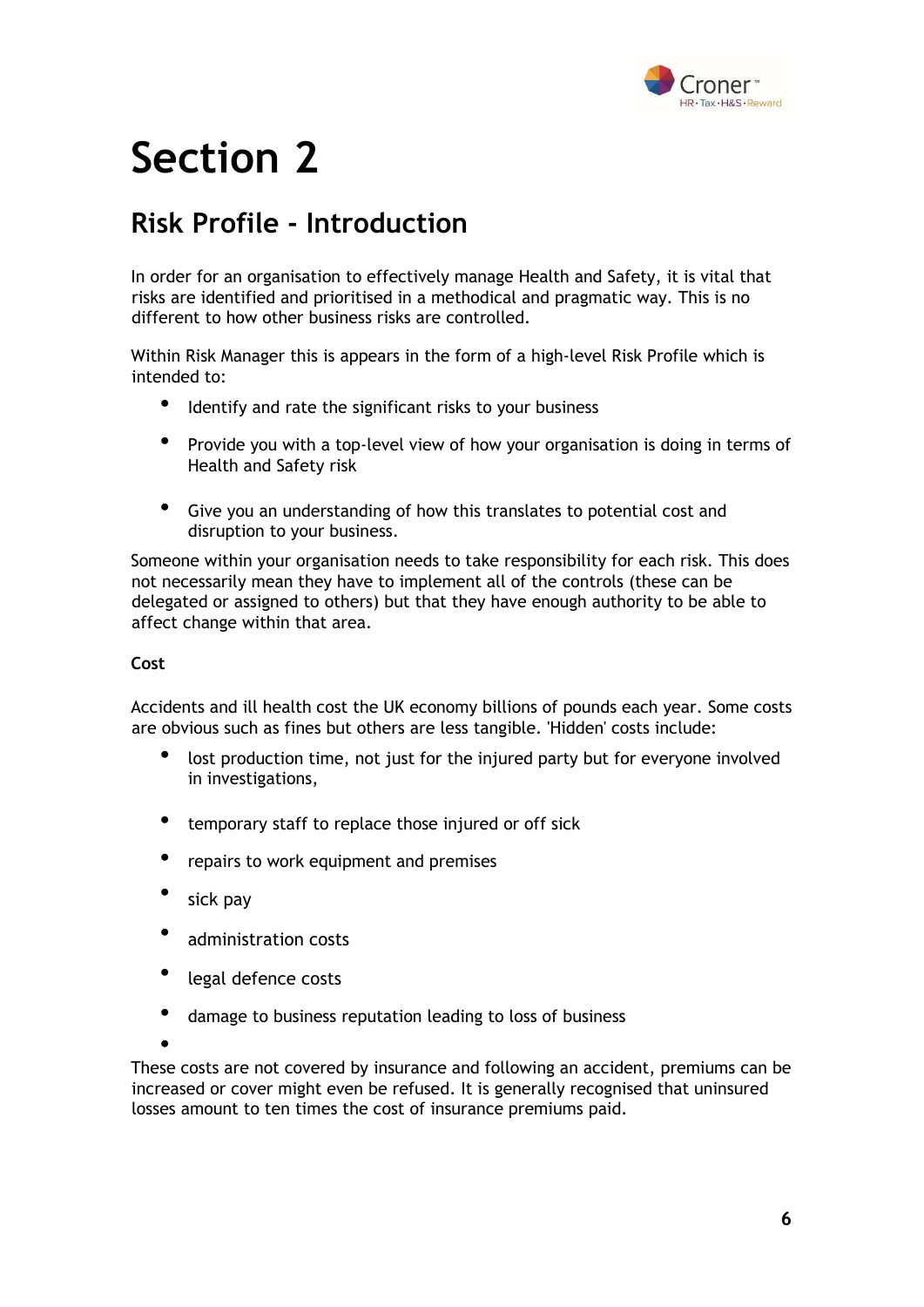# Section 2

## Risk Profile - Introduction

In order for an organisation to effectively manage Health and Safety, it is vital that risks are identified and prioritised in a methodical and pragmatic way. This is no different to how other business risks are controlled.

Within Risk Manager this is appears in the form of a high-level Risk Profile which is intended to:

- Identify and rate the significant risks to your business
- Provide you with a top-level view of how your organisation is doing in terms of Health and Safety risk
- Give you an understanding of how this translates to potential cost and disruption to your business.

Someone within your organisation needs to take responsibility for each risk. This does not necessarily mean they have to implement all of the controls (these can be delegated or assigned to others) but that they have enough authority to be able to affect change within that area.

**Cost**

Accidents and ill health cost the UK economy billions of pounds each year. Some costs are obvious such as fines but others are less tangible. 'Hidden' costs include:

- lost production time, not just for the injured party but for everyone involved in investigations,
- temporary staff to replace those injured or off sick
- repairs to work equipment and premises
- sick pay
- administration costs
- legal defence costs
- damage to business reputation leading to loss of business

These costs are not covered by insurance and following an accident, premiums can be increased or cover might even be refused. It is generally recognised that uninsured losses amount to ten times the cost of insurance premiums paid.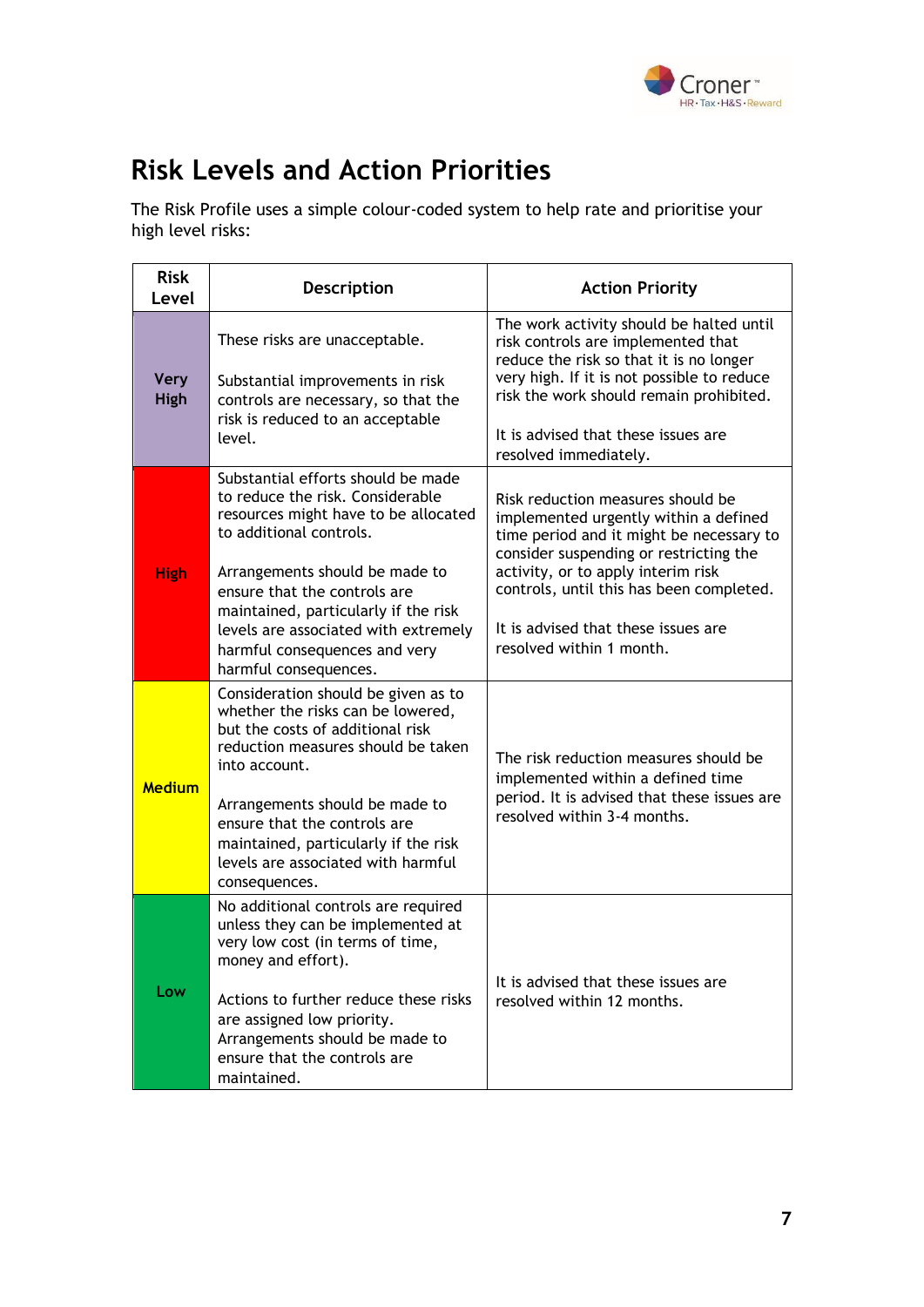# Risk Levels and Action Priorities

The Risk Profile uses a simple colour-coded system to help rate and prioritise your high level risks:

| Risk Level | Description | Action Priority |
|---|---|---|
| Very High | These risks are unacceptable.<br><br>Substantial improvements in risk controls are necessary, so that the risk is reduced to an acceptable level. | The work activity should be halted until risk controls are implemented that reduce the risk so that it is no longer very high. If it is not possible to reduce risk the work should remain prohibited.<br><br>It is advised that these issues are resolved immediately. |
| High | Substantial efforts should be made to reduce the risk. Considerable resources might have to be allocated to additional controls.<br><br>Arrangements should be made to ensure that the controls are maintained, particularly if the risk levels are associated with extremely harmful consequences and very harmful consequences. | Risk reduction measures should be implemented urgently within a defined time period and it might be necessary to consider suspending or restricting the activity, or to apply interim risk controls, until this has been completed.<br><br>It is advised that these issues are resolved within 1 month. |
| Medium | Consideration should be given as to whether the risks can be lowered, but the costs of additional risk reduction measures should be taken into account.<br><br>Arrangements should be made to ensure that the controls are maintained, particularly if the risk levels are associated with harmful consequences. | The risk reduction measures should be implemented within a defined time period. It is advised that these issues are resolved within 3-4 months. |
| Low | No additional controls are required unless they can be implemented at very low cost (in terms of time, money and effort).<br><br>Actions to further reduce these risks are assigned low priority. Arrangements should be made to ensure that the controls are maintained. | It is advised that these issues are resolved within 12 months. |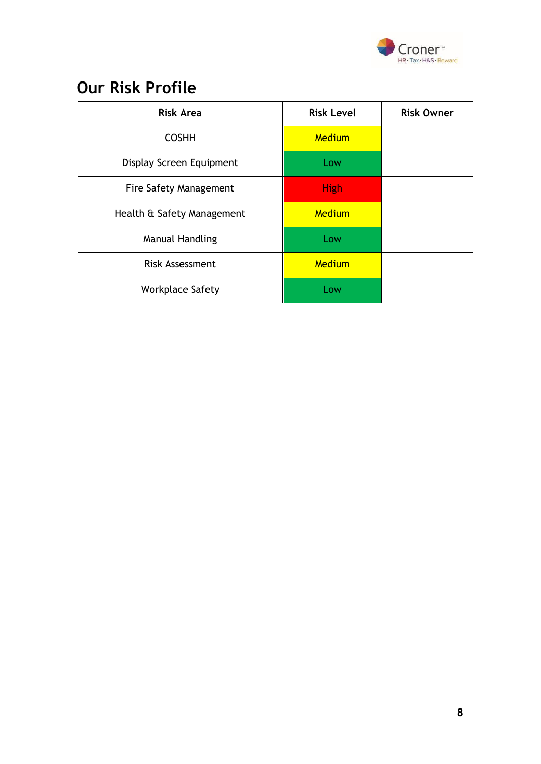## Our Risk Profile

| Risk Area | Risk Level | Risk Owner |
|---|---|---|
| COSHH | Medium | |
| Display Screen Equipment | Low | |
| Fire Safety Management | High | |
| Health & Safety Management | Medium | |
| Manual Handling | Low | |
| Risk Assessment | Medium | |
| Workplace Safety | Low | |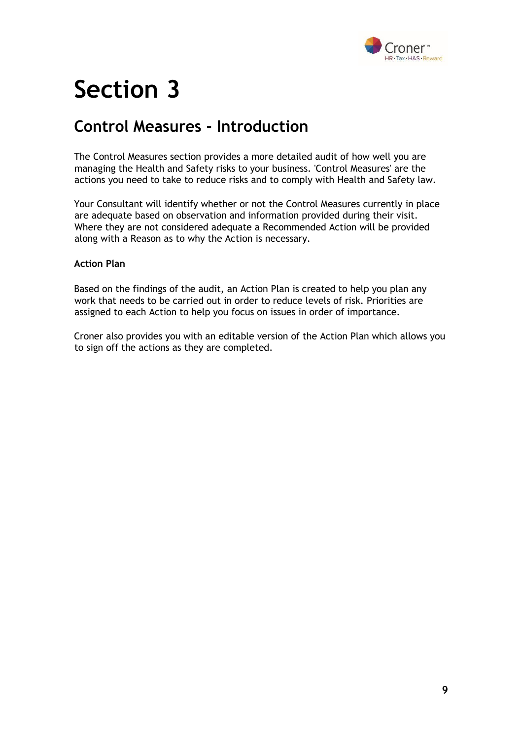# Section 3

## Control Measures - Introduction

The Control Measures section provides a more detailed audit of how well you are managing the Health and Safety risks to your business. 'Control Measures' are the actions you need to take to reduce risks and to comply with Health and Safety law.

Your Consultant will identify whether or not the Control Measures currently in place are adequate based on observation and information provided during their visit. Where they are not considered adequate a Recommended Action will be provided along with a Reason as to why the Action is necessary.

**Action Plan**

Based on the findings of the audit, an Action Plan is created to help you plan any work that needs to be carried out in order to reduce levels of risk. Priorities are assigned to each Action to help you focus on issues in order of importance.

Croner also provides you with an editable version of the Action Plan which allows you to sign off the actions as they are completed.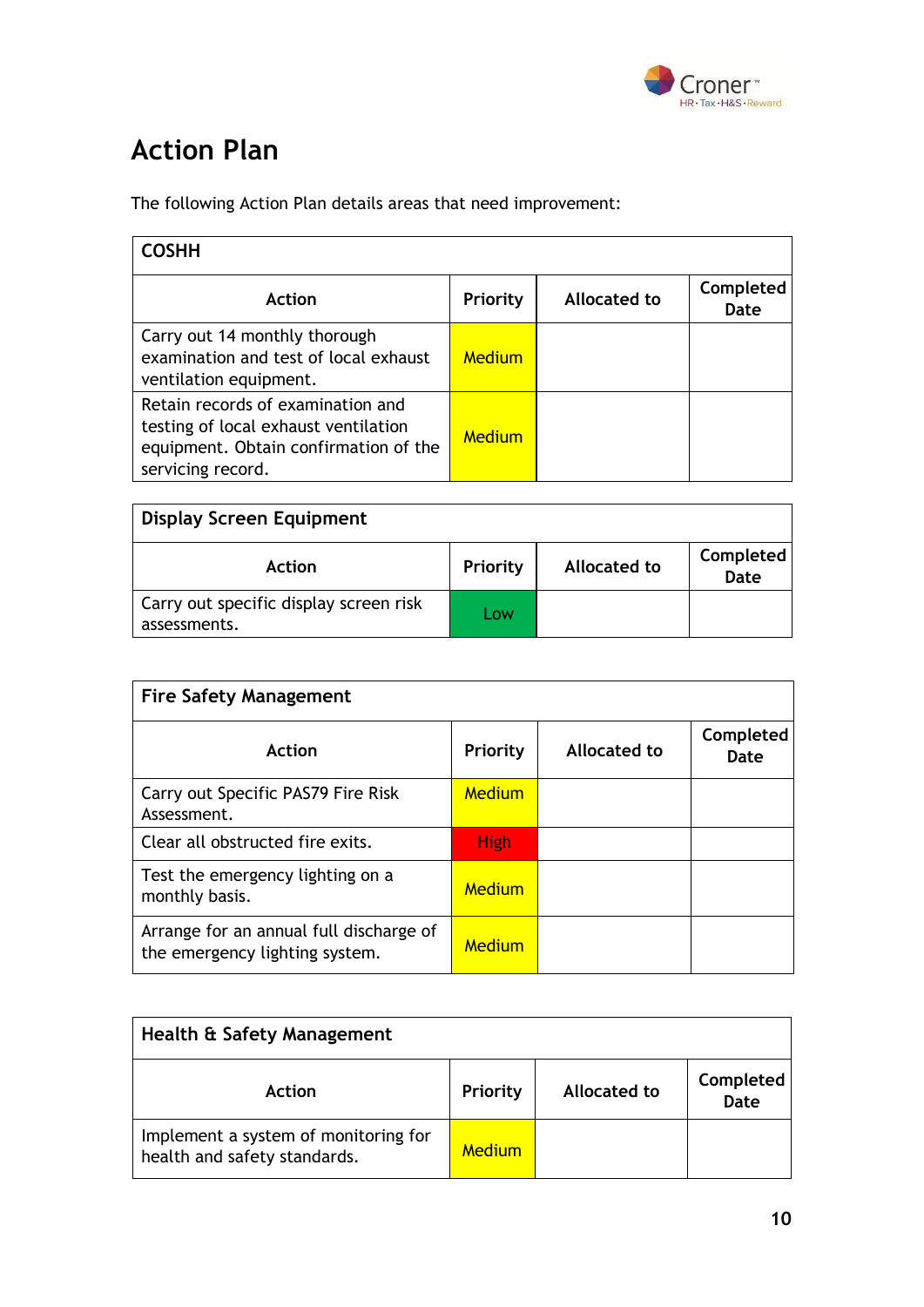# Action Plan

The following Action Plan details areas that need improvement:

| COSHH | | | |
|---|---|---|---|
| **Action** | **Priority** | **Allocated to** | **Completed Date** |
| Carry out 14 monthly thorough examination and test of local exhaust ventilation equipment. | Medium | | |
| Retain records of examination and testing of local exhaust ventilation equipment. Obtain confirmation of the servicing record. | Medium | | |

| Display Screen Equipment | | | |
|---|---|---|---|
| **Action** | **Priority** | **Allocated to** | **Completed Date** |
| Carry out specific display screen risk assessments. | Low | | |

| Fire Safety Management | | | |
|---|---|---|---|
| **Action** | **Priority** | **Allocated to** | **Completed Date** |
| Carry out Specific PAS79 Fire Risk Assessment. | Medium | | |
| Clear all obstructed fire exits. | High | | |
| Test the emergency lighting on a monthly basis. | Medium | | |
| Arrange for an annual full discharge of the emergency lighting system. | Medium | | |

| Health & Safety Management | | | |
|---|---|---|---|
| **Action** | **Priority** | **Allocated to** | **Completed Date** |
| Implement a system of monitoring for health and safety standards. | Medium | | |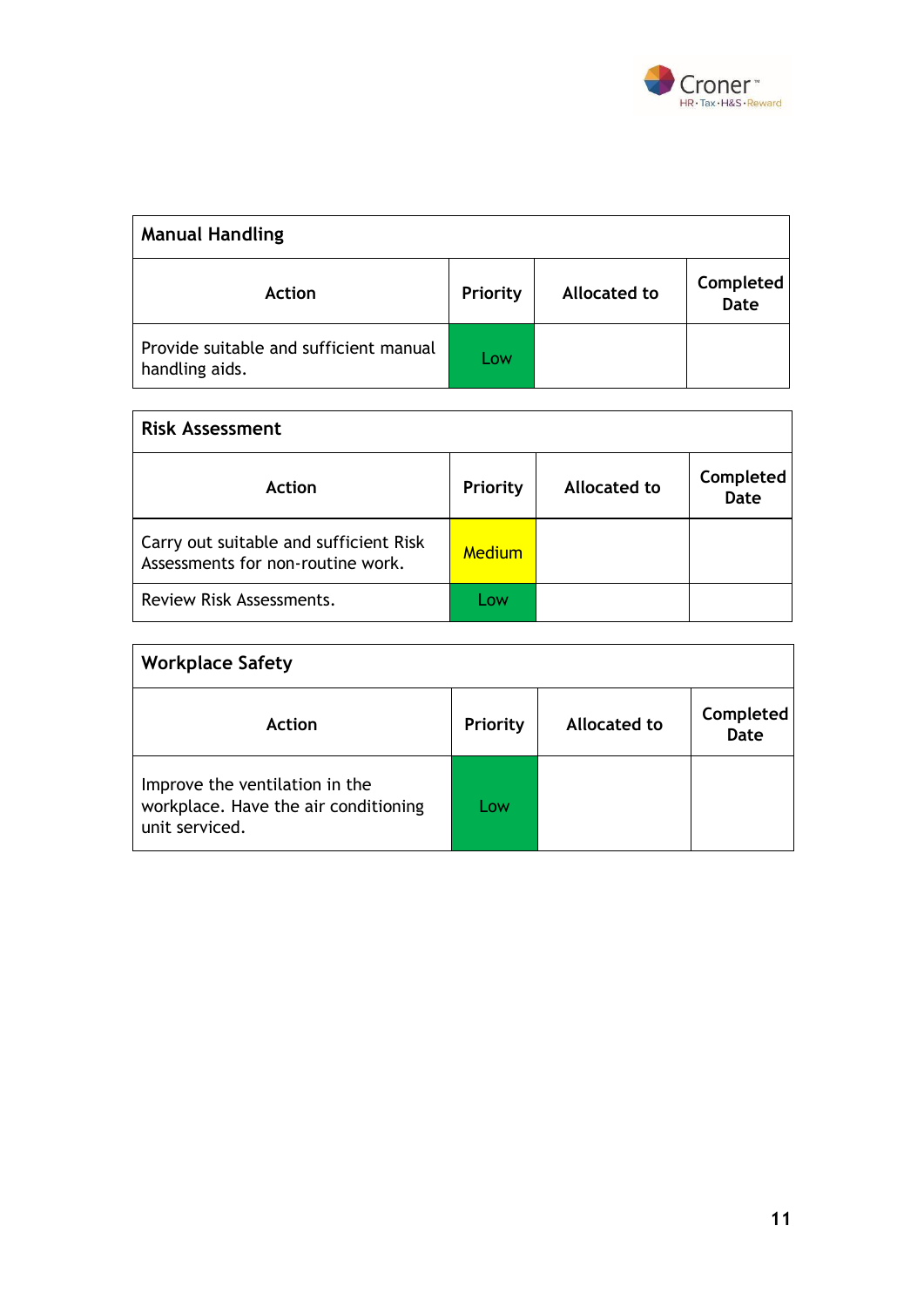| Manual Handling | | | |
|---|---|---|---|
| **Action** | **Priority** | **Allocated to** | **Completed Date** |
| Provide suitable and sufficient manual handling aids. | Low | | |

| Risk Assessment | | | |
|---|---|---|---|
| **Action** | **Priority** | **Allocated to** | **Completed Date** |
| Carry out suitable and sufficient Risk Assessments for non-routine work. | Medium | | |
| Review Risk Assessments. | Low | | |

| Workplace Safety | | | |
|---|---|---|---|
| **Action** | **Priority** | **Allocated to** | **Completed Date** |
| Improve the ventilation in the workplace. Have the air conditioning unit serviced. | Low | | |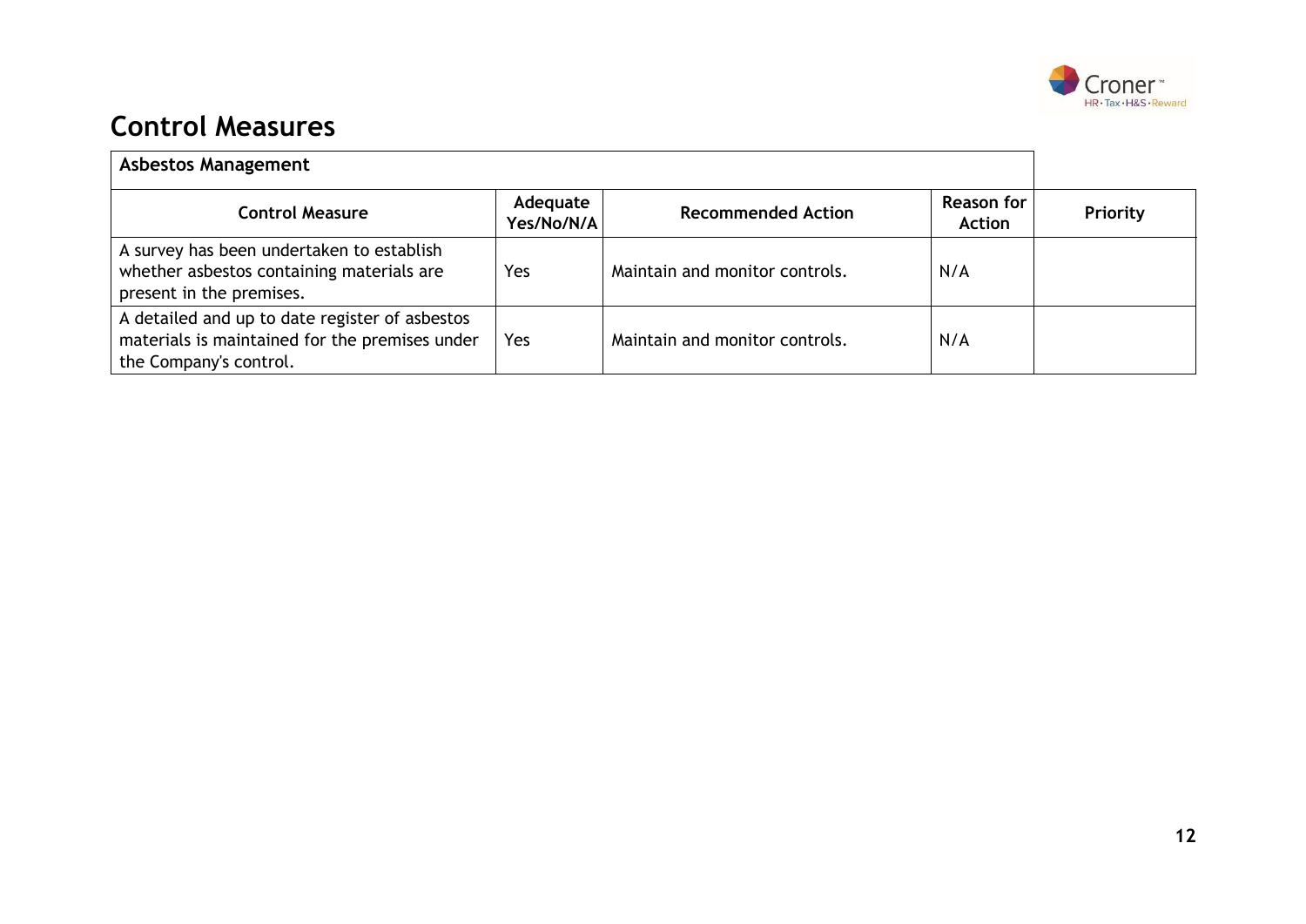## Control Measures

| Asbestos Management | | | | |
|---|---|---|---|---|
| **Control Measure** | **Adequate Yes/No/N/A** | **Recommended Action** | **Reason for Action** | **Priority** |
| A survey has been undertaken to establish whether asbestos containing materials are present in the premises. | Yes | Maintain and monitor controls. | N/A | |
| A detailed and up to date register of asbestos materials is maintained for the premises under the Company's control. | Yes | Maintain and monitor controls. | N/A | |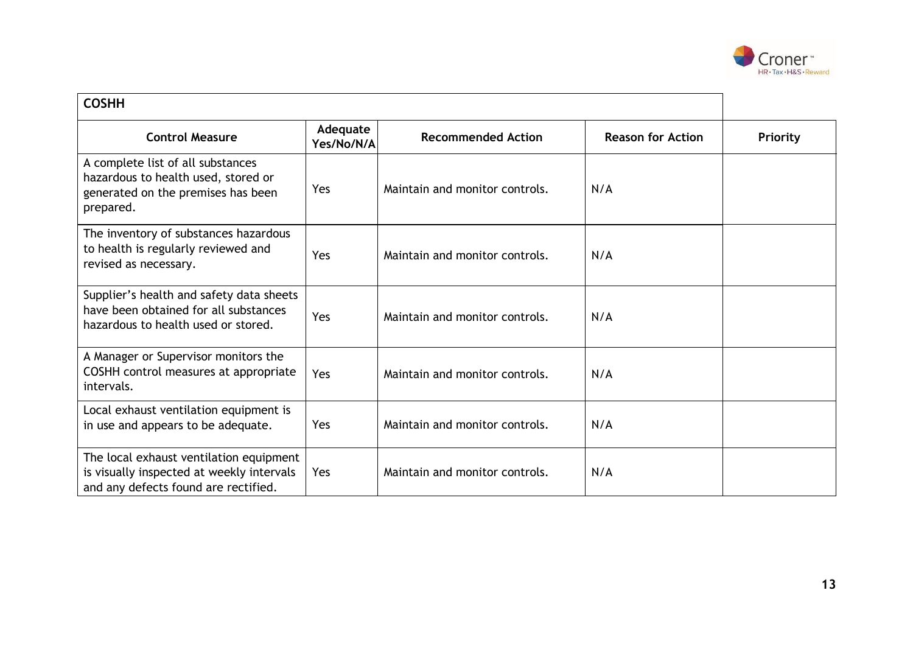| COSHH | | | | |
|---|---|---|---|---|
| **Control Measure** | **Adequate Yes/No/N/A** | **Recommended Action** | **Reason for Action** | **Priority** |
| A complete list of all substances hazardous to health used, stored or generated on the premises has been prepared. | Yes | Maintain and monitor controls. | N/A | |
| The inventory of substances hazardous to health is regularly reviewed and revised as necessary. | Yes | Maintain and monitor controls. | N/A | |
| Supplier's health and safety data sheets have been obtained for all substances hazardous to health used or stored. | Yes | Maintain and monitor controls. | N/A | |
| A Manager or Supervisor monitors the COSHH control measures at appropriate intervals. | Yes | Maintain and monitor controls. | N/A | |
| Local exhaust ventilation equipment is in use and appears to be adequate. | Yes | Maintain and monitor controls. | N/A | |
| The local exhaust ventilation equipment is visually inspected at weekly intervals and any defects found are rectified. | Yes | Maintain and monitor controls. | N/A | |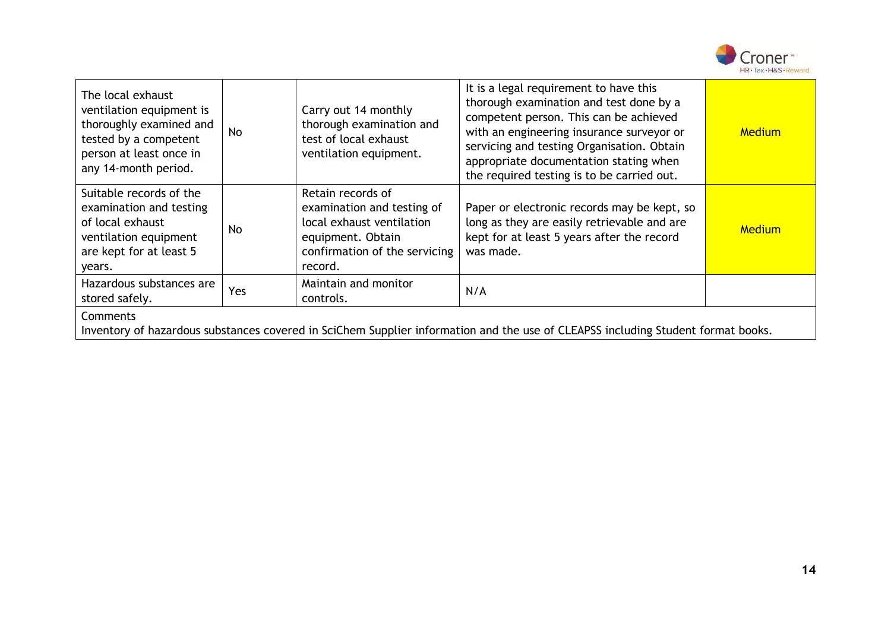| | | | | |
|---|---|---|---|---|
| The local exhaust ventilation equipment is thoroughly examined and tested by a competent person at least once in any 14-month period. | No | Carry out 14 monthly thorough examination and test of local exhaust ventilation equipment. | It is a legal requirement to have this thorough examination and test done by a competent person. This can be achieved with an engineering insurance surveyor or servicing and testing Organisation. Obtain appropriate documentation stating when the required testing is to be carried out. | Medium |
| Suitable records of the examination and testing of local exhaust ventilation equipment are kept for at least 5 years. | No | Retain records of examination and testing of local exhaust ventilation equipment. Obtain confirmation of the servicing record. | Paper or electronic records may be kept, so long as they are easily retrievable and are kept for at least 5 years after the record was made. | Medium |
| Hazardous substances are stored safely. | Yes | Maintain and monitor controls. | N/A | |

Comments
Inventory of hazardous substances covered in SciChem Supplier information and the use of CLEAPSS including Student format books.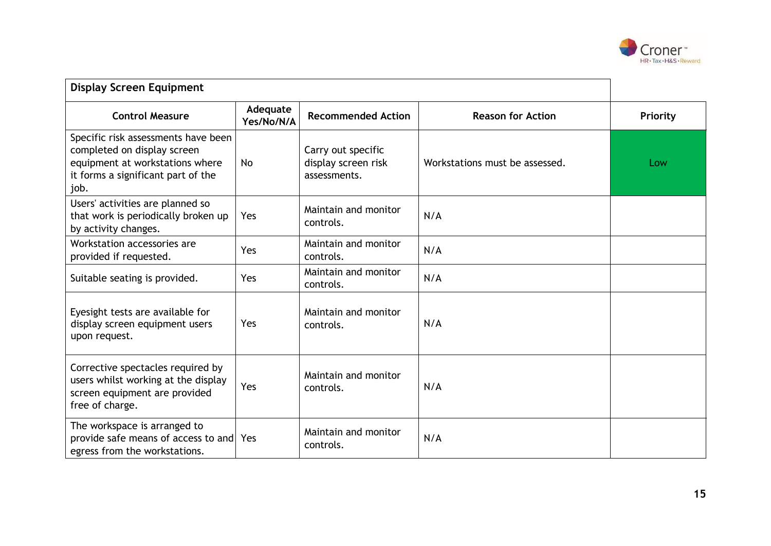| Display Screen Equipment | | | | |
|---|---|---|---|---|
| **Control Measure** | **Adequate Yes/No/N/A** | **Recommended Action** | **Reason for Action** | **Priority** |
| Specific risk assessments have been completed on display screen equipment at workstations where it forms a significant part of the job. | No | Carry out specific display screen risk assessments. | Workstations must be assessed. | Low |
| Users' activities are planned so that work is periodically broken up by activity changes. | Yes | Maintain and monitor controls. | N/A | |
| Workstation accessories are provided if requested. | Yes | Maintain and monitor controls. | N/A | |
| Suitable seating is provided. | Yes | Maintain and monitor controls. | N/A | |
| Eyesight tests are available for display screen equipment users upon request. | Yes | Maintain and monitor controls. | N/A | |
| Corrective spectacles required by users whilst working at the display screen equipment are provided free of charge. | Yes | Maintain and monitor controls. | N/A | |
| The workspace is arranged to provide safe means of access to and egress from the workstations. | Yes | Maintain and monitor controls. | N/A | |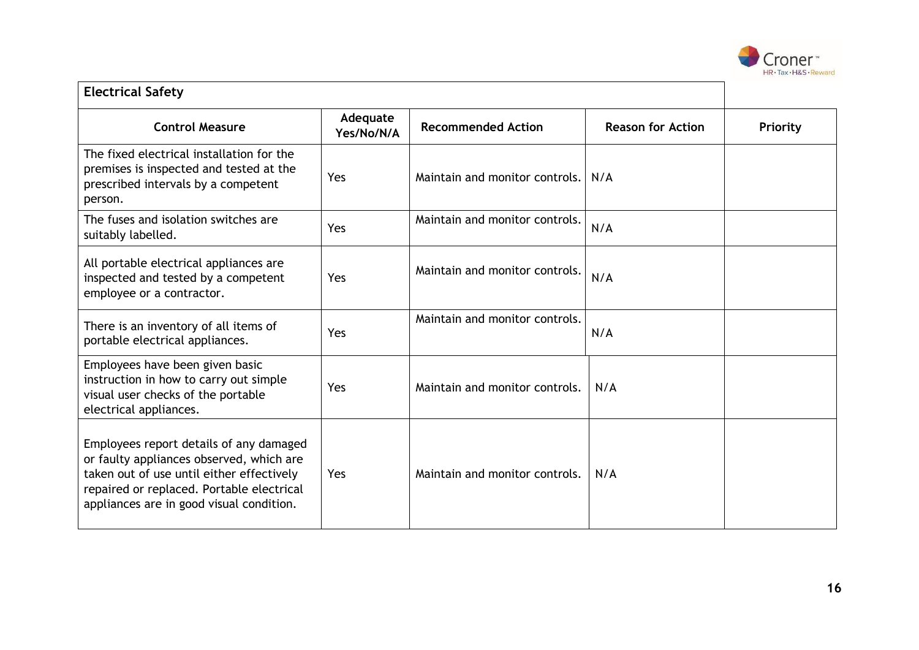| Electrical Safety | | | | |
|---|---|---|---|---|
| **Control Measure** | **Adequate Yes/No/N/A** | **Recommended Action** | **Reason for Action** | **Priority** |
| The fixed electrical installation for the premises is inspected and tested at the prescribed intervals by a competent person. | Yes | Maintain and monitor controls. | N/A | |
| The fuses and isolation switches are suitably labelled. | Yes | Maintain and monitor controls. | N/A | |
| All portable electrical appliances are inspected and tested by a competent employee or a contractor. | Yes | Maintain and monitor controls. | N/A | |
| There is an inventory of all items of portable electrical appliances. | Yes | Maintain and monitor controls. | N/A | |
| Employees have been given basic instruction in how to carry out simple visual user checks of the portable electrical appliances. | Yes | Maintain and monitor controls. | N/A | |
| Employees report details of any damaged or faulty appliances observed, which are taken out of use until either effectively repaired or replaced. Portable electrical appliances are in good visual condition. | Yes | Maintain and monitor controls. | N/A | |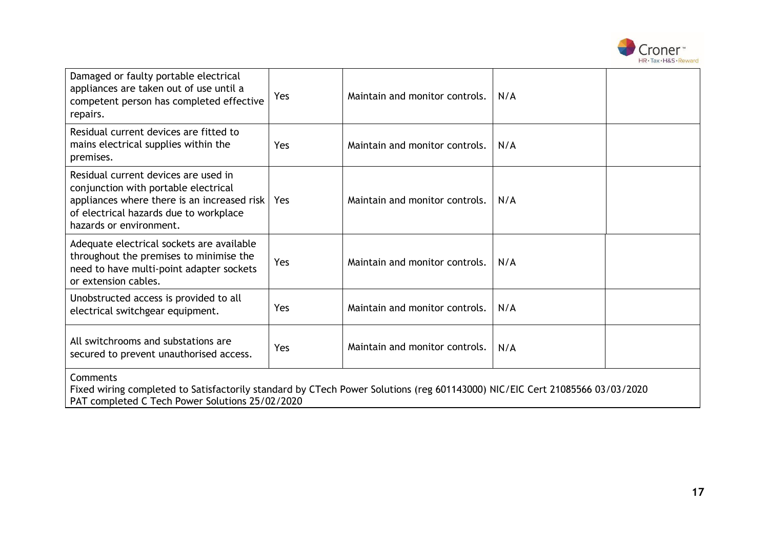| | | | | |
|---|---|---|---|---|
| Damaged or faulty portable electrical appliances are taken out of use until a competent person has completed effective repairs. | Yes | Maintain and monitor controls. | N/A | |
| Residual current devices are fitted to mains electrical supplies within the premises. | Yes | Maintain and monitor controls. | N/A | |
| Residual current devices are used in conjunction with portable electrical appliances where there is an increased risk of electrical hazards due to workplace hazards or environment. | Yes | Maintain and monitor controls. | N/A | |
| Adequate electrical sockets are available throughout the premises to minimise the need to have multi-point adapter sockets or extension cables. | Yes | Maintain and monitor controls. | N/A | |
| Unobstructed access is provided to all electrical switchgear equipment. | Yes | Maintain and monitor controls. | N/A | |
| All switchrooms and substations are secured to prevent unauthorised access. | Yes | Maintain and monitor controls. | N/A | |

Comments
Fixed wiring completed to Satisfactorily standard by CTech Power Solutions (reg 601143000) NIC/EIC Cert 21085566 03/03/2020
PAT completed C Tech Power Solutions 25/02/2020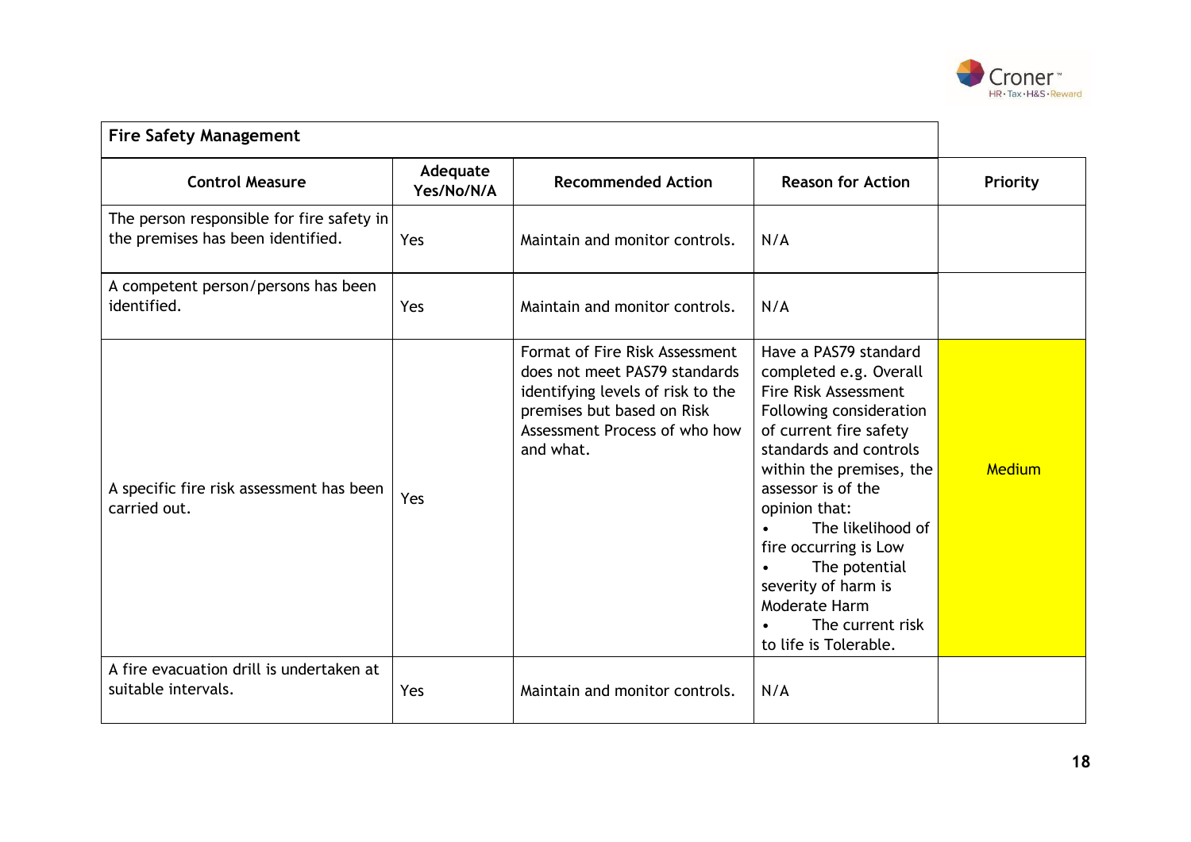| Fire Safety Management | | | | |
|---|---|---|---|---|
| **Control Measure** | **Adequate Yes/No/N/A** | **Recommended Action** | **Reason for Action** | **Priority** |
| The person responsible for fire safety in the premises has been identified. | Yes | Maintain and monitor controls. | N/A | |
| A competent person/persons has been identified. | Yes | Maintain and monitor controls. | N/A | |
| A specific fire risk assessment has been carried out. | Yes | Format of Fire Risk Assessment does not meet PAS79 standards identifying levels of risk to the premises but based on Risk Assessment Process of who how and what. | Have a PAS79 standard completed e.g. Overall Fire Risk Assessment Following consideration of current fire safety standards and controls within the premises, the assessor is of the opinion that: <br>• The likelihood of fire occurring is Low <br>• The potential severity of harm is Moderate Harm <br>• The current risk to life is Tolerable. | Medium |
| A fire evacuation drill is undertaken at suitable intervals. | Yes | Maintain and monitor controls. | N/A | |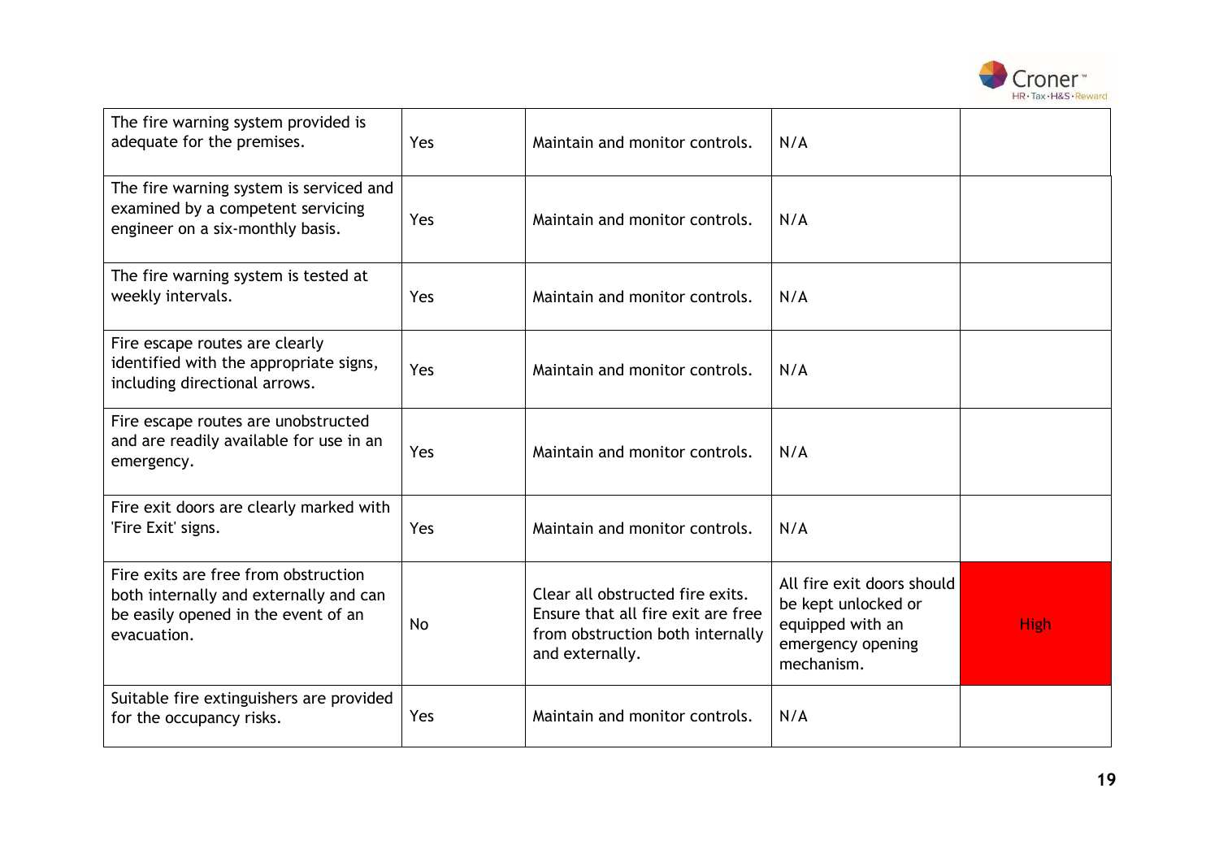| | | | | |
|---|---|---|---|---|
| The fire warning system provided is adequate for the premises. | Yes | Maintain and monitor controls. | N/A | |
| The fire warning system is serviced and examined by a competent servicing engineer on a six-monthly basis. | Yes | Maintain and monitor controls. | N/A | |
| The fire warning system is tested at weekly intervals. | Yes | Maintain and monitor controls. | N/A | |
| Fire escape routes are clearly identified with the appropriate signs, including directional arrows. | Yes | Maintain and monitor controls. | N/A | |
| Fire escape routes are unobstructed and are readily available for use in an emergency. | Yes | Maintain and monitor controls. | N/A | |
| Fire exit doors are clearly marked with 'Fire Exit' signs. | Yes | Maintain and monitor controls. | N/A | |
| Fire exits are free from obstruction both internally and externally and can be easily opened in the event of an evacuation. | No | Clear all obstructed fire exits. Ensure that all fire exit are free from obstruction both internally and externally. | All fire exit doors should be kept unlocked or equipped with an emergency opening mechanism. | High |
| Suitable fire extinguishers are provided for the occupancy risks. | Yes | Maintain and monitor controls. | N/A | |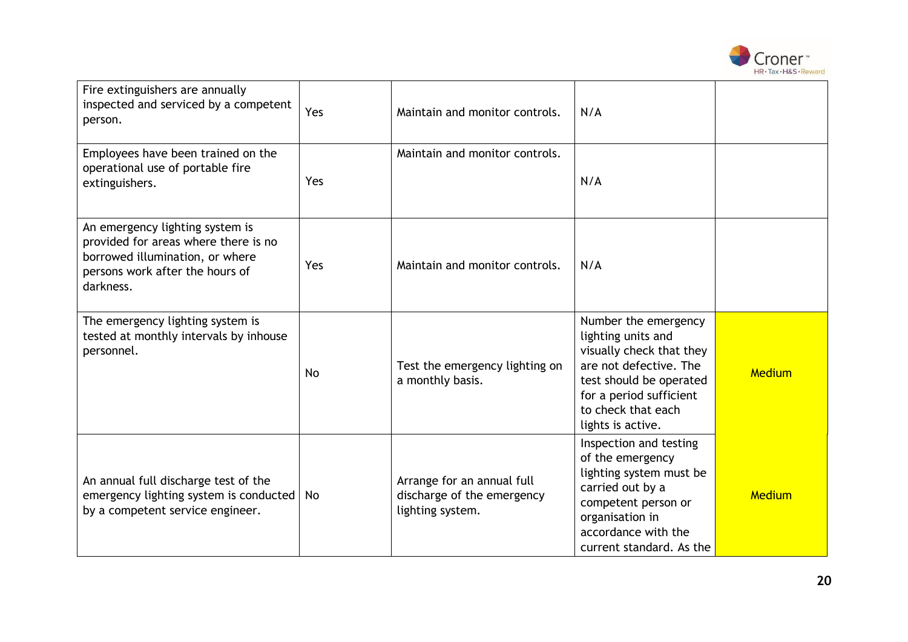| | | | | |
|---|---|---|---|---|
| Fire extinguishers are annually inspected and serviced by a competent person. | Yes | Maintain and monitor controls. | N/A | |
| Employees have been trained on the operational use of portable fire extinguishers. | Yes | Maintain and monitor controls. | N/A | |
| An emergency lighting system is provided for areas where there is no borrowed illumination, or where persons work after the hours of darkness. | Yes | Maintain and monitor controls. | N/A | |
| The emergency lighting system is tested at monthly intervals by inhouse personnel. | No | Test the emergency lighting on a monthly basis. | Number the emergency lighting units and visually check that they are not defective. The test should be operated for a period sufficient to check that each lights is active. | Medium |
| An annual full discharge test of the emergency lighting system is conducted by a competent service engineer. | No | Arrange for an annual full discharge of the emergency lighting system. | Inspection and testing of the emergency lighting system must be carried out by a competent person or organisation in accordance with the current standard. As the | Medium |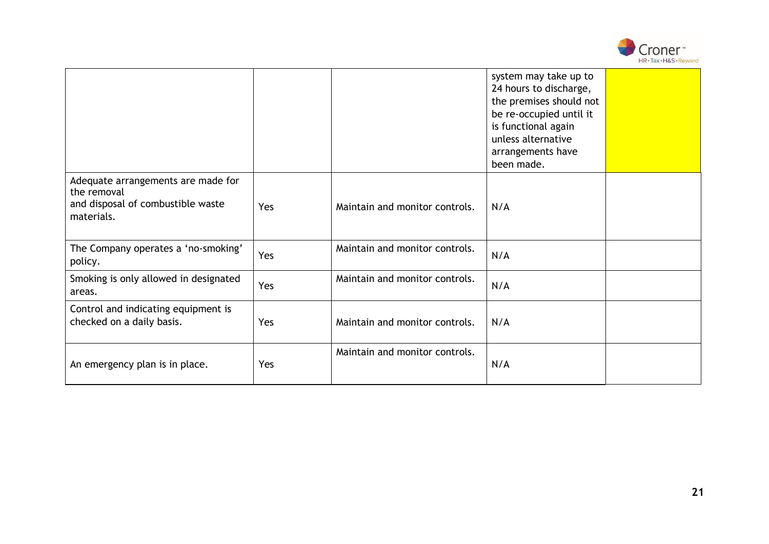| | | | | |
|---|---|---|---|---|
| | | | system may take up to 24 hours to discharge, the premises should not be re-occupied until it is functional again unless alternative arrangements have been made. | |
| Adequate arrangements are made for the removal and disposal of combustible waste materials. | Yes | Maintain and monitor controls. | N/A | |
| The Company operates a 'no-smoking' policy. | Yes | Maintain and monitor controls. | N/A | |
| Smoking is only allowed in designated areas. | Yes | Maintain and monitor controls. | N/A | |
| Control and indicating equipment is checked on a daily basis. | Yes | Maintain and monitor controls. | N/A | |
| An emergency plan is in place. | Yes | Maintain and monitor controls. | N/A | |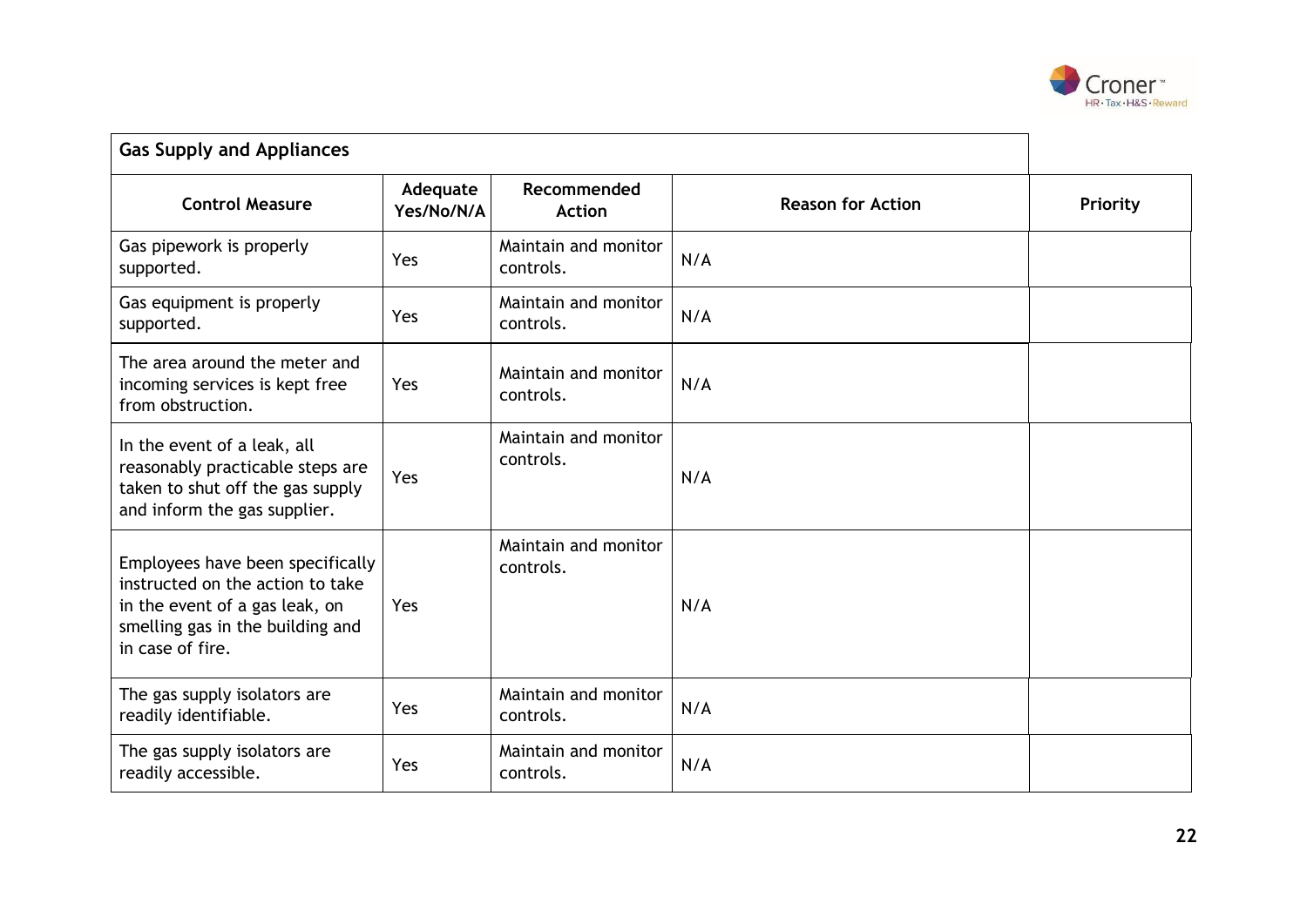## Gas Supply and Appliances

| Control Measure | Adequate Yes/No/N/A | Recommended Action | Reason for Action | Priority |
|---|---|---|---|---|
| Gas pipework is properly supported. | Yes | Maintain and monitor controls. | N/A | |
| Gas equipment is properly supported. | Yes | Maintain and monitor controls. | N/A | |
| The area around the meter and incoming services is kept free from obstruction. | Yes | Maintain and monitor controls. | N/A | |
| In the event of a leak, all reasonably practicable steps are taken to shut off the gas supply and inform the gas supplier. | Yes | Maintain and monitor controls. | N/A | |
| Employees have been specifically instructed on the action to take in the event of a gas leak, on smelling gas in the building and in case of fire. | Yes | Maintain and monitor controls. | N/A | |
| The gas supply isolators are readily identifiable. | Yes | Maintain and monitor controls. | N/A | |
| The gas supply isolators are readily accessible. | Yes | Maintain and monitor controls. | N/A | |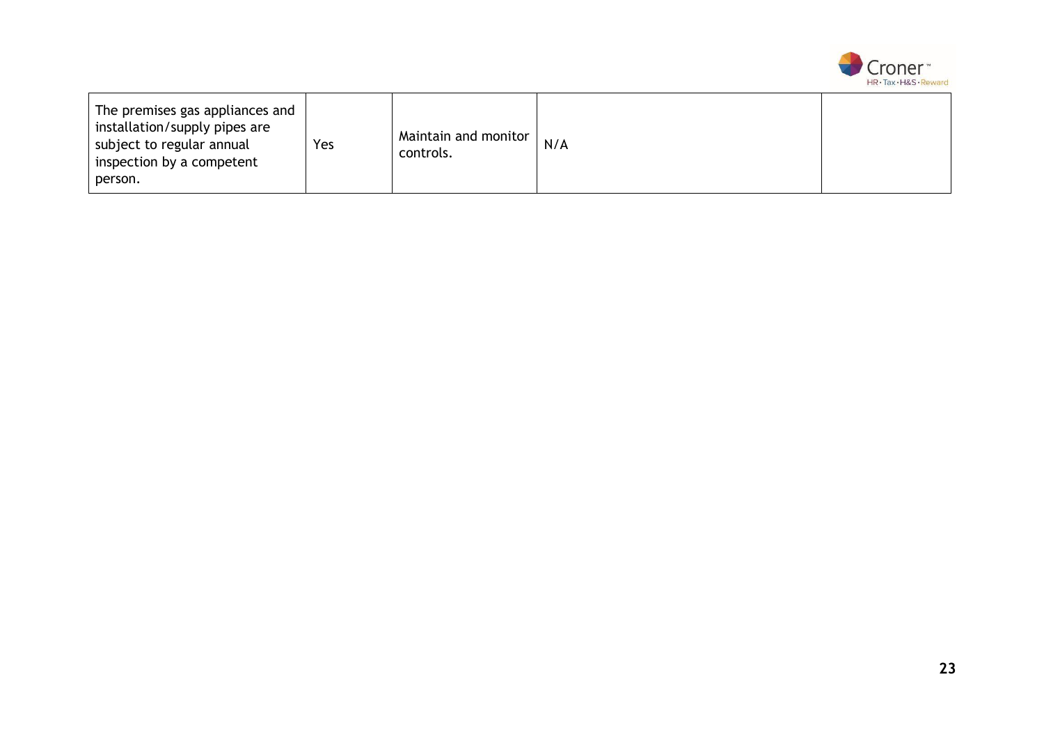| | | | | |
|---|---|---|---|---|
| The premises gas appliances and installation/supply pipes are subject to regular annual inspection by a competent person. | Yes | Maintain and monitor controls. | N/A | |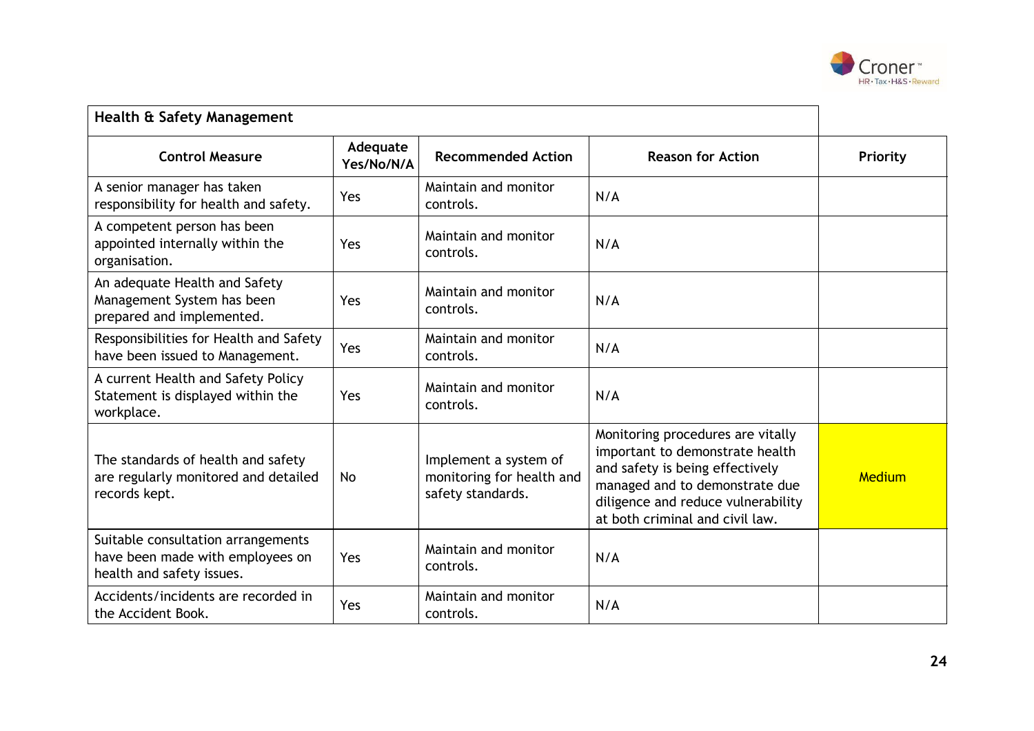| Health & Safety Management | | | | |
|---|---|---|---|---|
| **Control Measure** | **Adequate Yes/No/N/A** | **Recommended Action** | **Reason for Action** | **Priority** |
| A senior manager has taken responsibility for health and safety. | Yes | Maintain and monitor controls. | N/A | |
| A competent person has been appointed internally within the organisation. | Yes | Maintain and monitor controls. | N/A | |
| An adequate Health and Safety Management System has been prepared and implemented. | Yes | Maintain and monitor controls. | N/A | |
| Responsibilities for Health and Safety have been issued to Management. | Yes | Maintain and monitor controls. | N/A | |
| A current Health and Safety Policy Statement is displayed within the workplace. | Yes | Maintain and monitor controls. | N/A | |
| The standards of health and safety are regularly monitored and detailed records kept. | No | Implement a system of monitoring for health and safety standards. | Monitoring procedures are vitally important to demonstrate health and safety is being effectively managed and to demonstrate due diligence and reduce vulnerability at both criminal and civil law. | Medium |
| Suitable consultation arrangements have been made with employees on health and safety issues. | Yes | Maintain and monitor controls. | N/A | |
| Accidents/incidents are recorded in the Accident Book. | Yes | Maintain and monitor controls. | N/A | |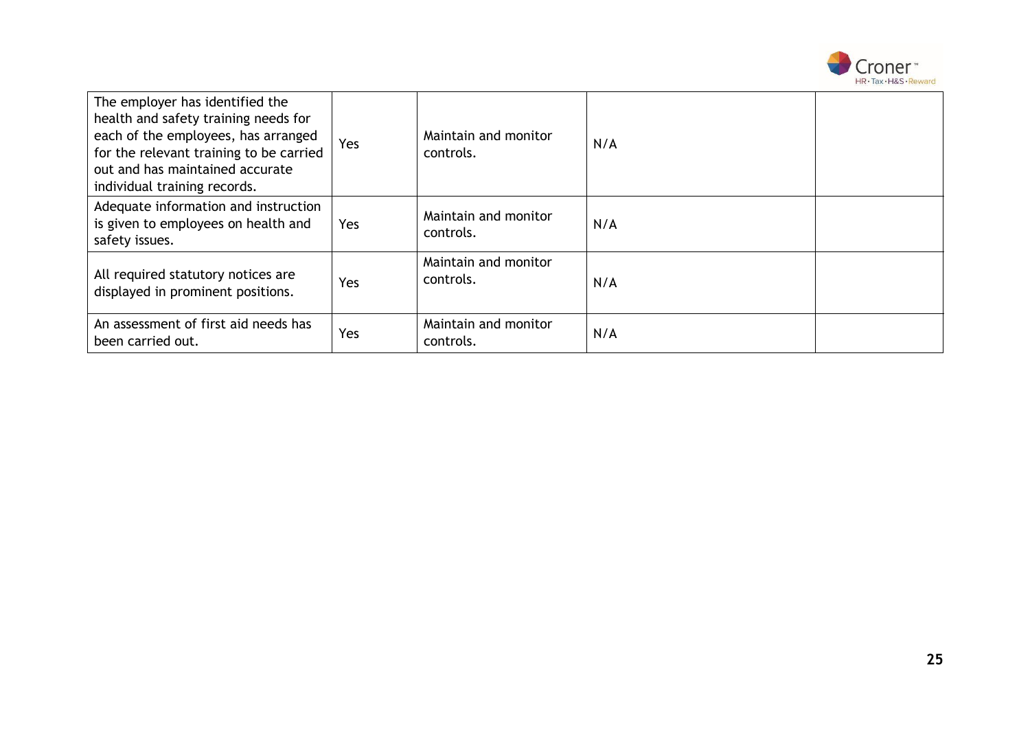| | | | | |
|---|---|---|---|---|
| The employer has identified the health and safety training needs for each of the employees, has arranged for the relevant training to be carried out and has maintained accurate individual training records. | Yes | Maintain and monitor controls. | N/A | |
| Adequate information and instruction is given to employees on health and safety issues. | Yes | Maintain and monitor controls. | N/A | |
| All required statutory notices are displayed in prominent positions. | Yes | Maintain and monitor controls. | N/A | |
| An assessment of first aid needs has been carried out. | Yes | Maintain and monitor controls. | N/A | |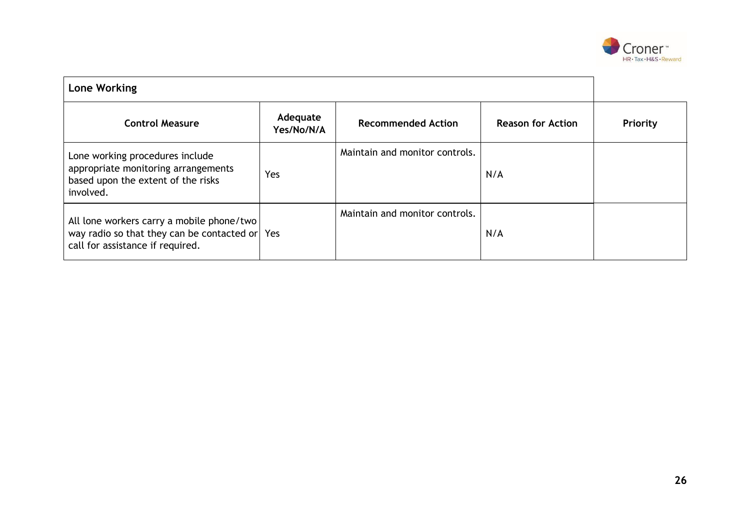| Lone Working | | | | |
|---|---|---|---|---|
| **Control Measure** | **Adequate Yes/No/N/A** | **Recommended Action** | **Reason for Action** | **Priority** |
| Lone working procedures include appropriate monitoring arrangements based upon the extent of the risks involved. | Yes | Maintain and monitor controls. | N/A | |
| All lone workers carry a mobile phone/two way radio so that they can be contacted or call for assistance if required. | Yes | Maintain and monitor controls. | N/A | |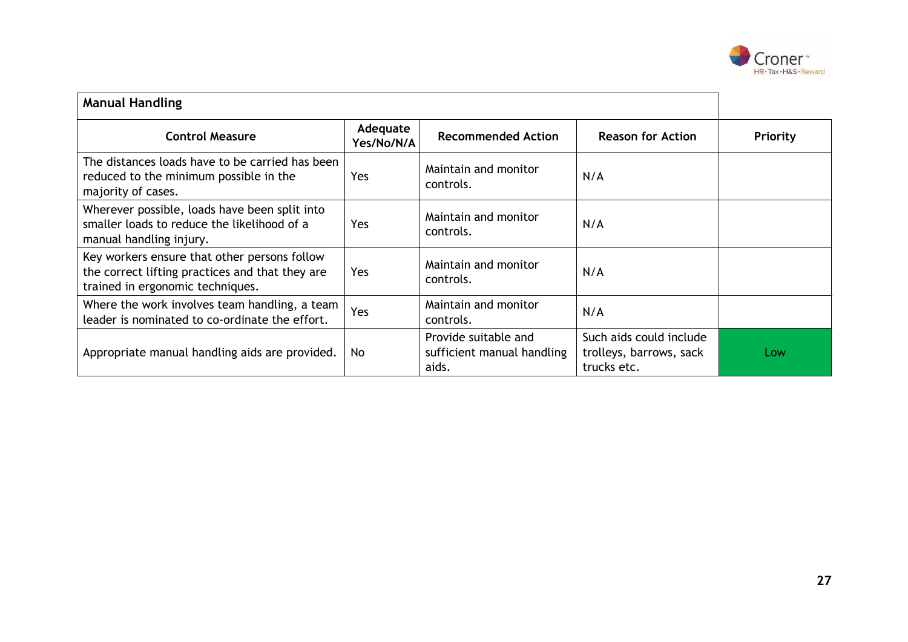| Manual Handling | | | | |
|---|---|---|---|---|
| **Control Measure** | **Adequate Yes/No/N/A** | **Recommended Action** | **Reason for Action** | **Priority** |
| The distances loads have to be carried has been reduced to the minimum possible in the majority of cases. | Yes | Maintain and monitor controls. | N/A | |
| Wherever possible, loads have been split into smaller loads to reduce the likelihood of a manual handling injury. | Yes | Maintain and monitor controls. | N/A | |
| Key workers ensure that other persons follow the correct lifting practices and that they are trained in ergonomic techniques. | Yes | Maintain and monitor controls. | N/A | |
| Where the work involves team handling, a team leader is nominated to co-ordinate the effort. | Yes | Maintain and monitor controls. | N/A | |
| Appropriate manual handling aids are provided. | No | Provide suitable and sufficient manual handling aids. | Such aids could include trolleys, barrows, sack trucks etc. | Low |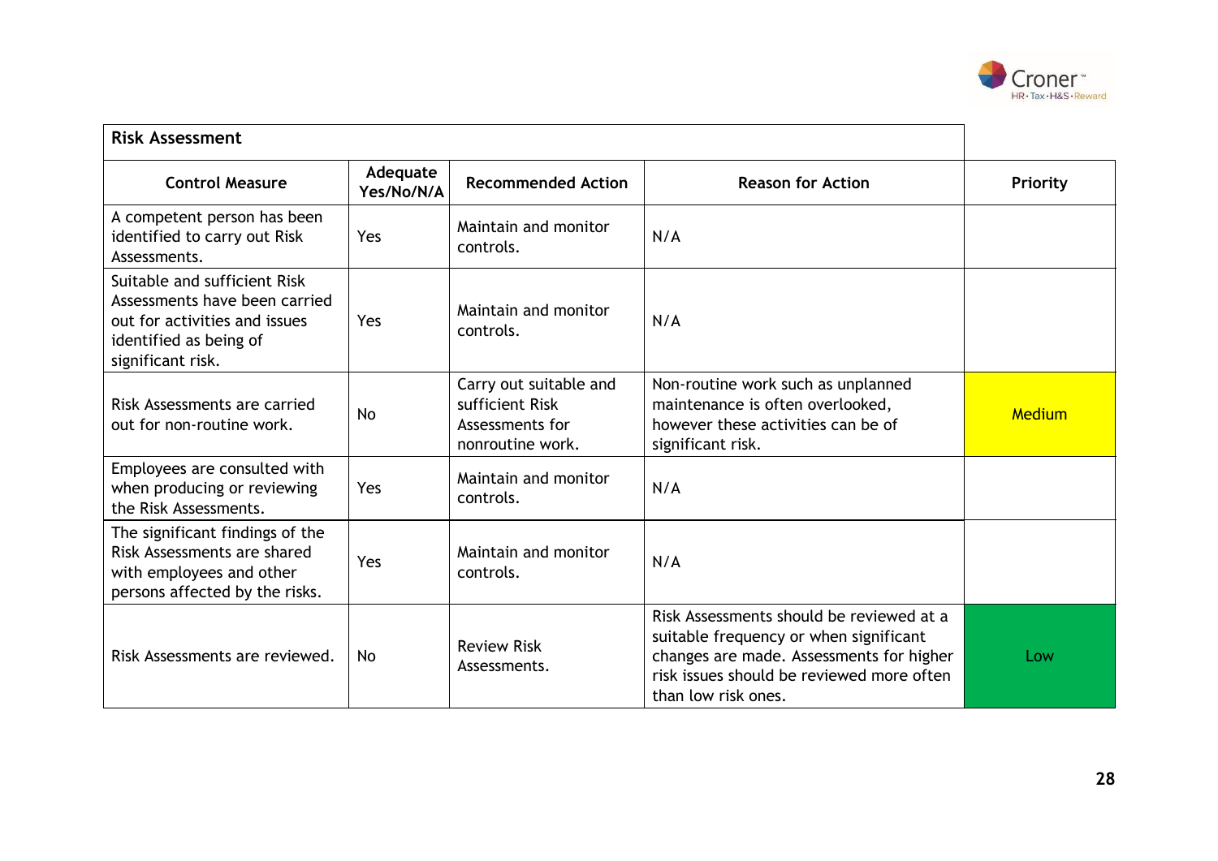| Risk Assessment | | | | |
|---|---|---|---|---|
| **Control Measure** | **Adequate Yes/No/N/A** | **Recommended Action** | **Reason for Action** | **Priority** |
| A competent person has been identified to carry out Risk Assessments. | Yes | Maintain and monitor controls. | N/A | |
| Suitable and sufficient Risk Assessments have been carried out for activities and issues identified as being of significant risk. | Yes | Maintain and monitor controls. | N/A | |
| Risk Assessments are carried out for non-routine work. | No | Carry out suitable and sufficient Risk Assessments for nonroutine work. | Non-routine work such as unplanned maintenance is often overlooked, however these activities can be of significant risk. | Medium |
| Employees are consulted with when producing or reviewing the Risk Assessments. | Yes | Maintain and monitor controls. | N/A | |
| The significant findings of the Risk Assessments are shared with employees and other persons affected by the risks. | Yes | Maintain and monitor controls. | N/A | |
| Risk Assessments are reviewed. | No | Review Risk Assessments. | Risk Assessments should be reviewed at a suitable frequency or when significant changes are made. Assessments for higher risk issues should be reviewed more often than low risk ones. | Low |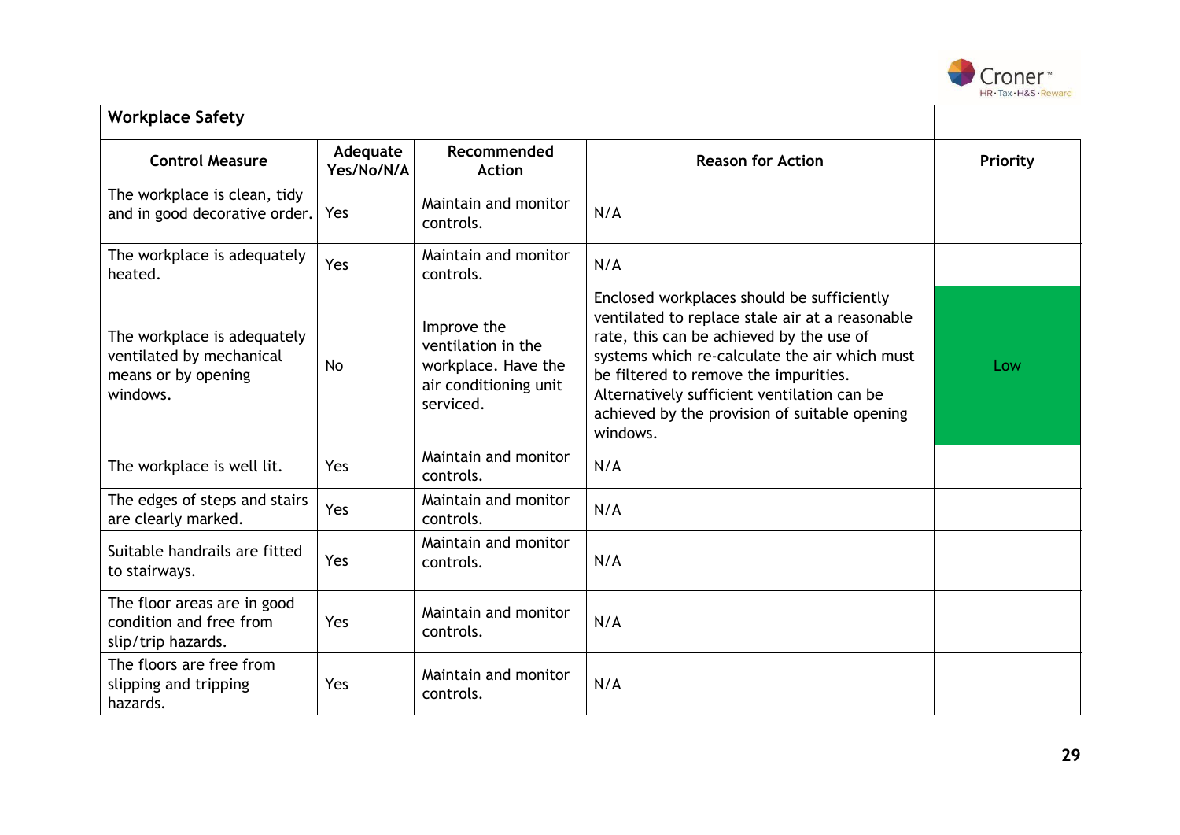| Workplace Safety | | | | |
|---|---|---|---|---|
| **Control Measure** | **Adequate Yes/No/N/A** | **Recommended Action** | **Reason for Action** | **Priority** |
| The workplace is clean, tidy and in good decorative order. | Yes | Maintain and monitor controls. | N/A | |
| The workplace is adequately heated. | Yes | Maintain and monitor controls. | N/A | |
| The workplace is adequately ventilated by mechanical means or by opening windows. | No | Improve the ventilation in the workplace. Have the air conditioning unit serviced. | Enclosed workplaces should be sufficiently ventilated to replace stale air at a reasonable rate, this can be achieved by the use of systems which re-calculate the air which must be filtered to remove the impurities. Alternatively sufficient ventilation can be achieved by the provision of suitable opening windows. | Low |
| The workplace is well lit. | Yes | Maintain and monitor controls. | N/A | |
| The edges of steps and stairs are clearly marked. | Yes | Maintain and monitor controls. | N/A | |
| Suitable handrails are fitted to stairways. | Yes | Maintain and monitor controls. | N/A | |
| The floor areas are in good condition and free from slip/trip hazards. | Yes | Maintain and monitor controls. | N/A | |
| The floors are free from slipping and tripping hazards. | Yes | Maintain and monitor controls. | N/A | |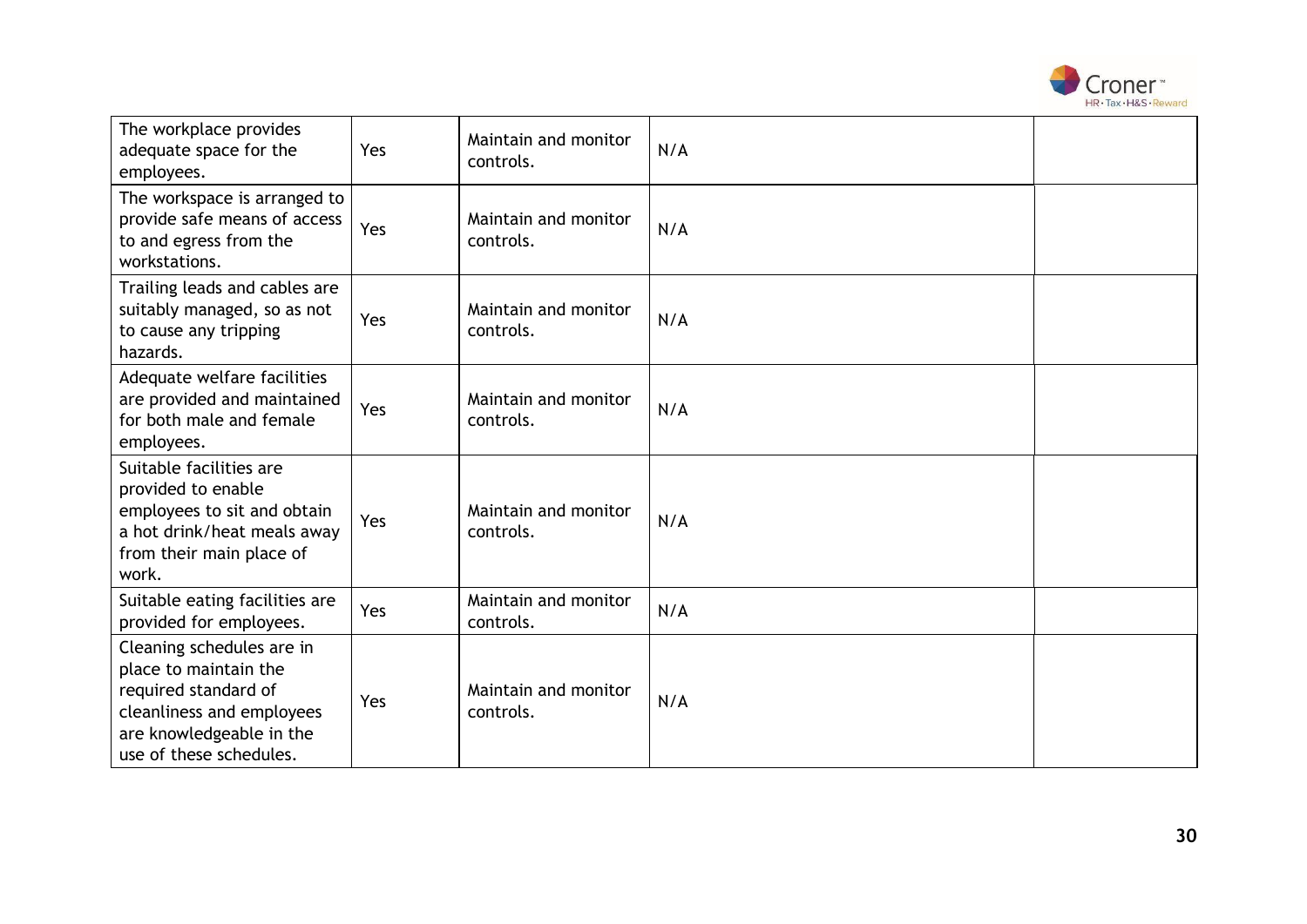| | | | | |
|---|---|---|---|---|
| The workplace provides adequate space for the employees. | Yes | Maintain and monitor controls. | N/A | |
| The workspace is arranged to provide safe means of access to and egress from the workstations. | Yes | Maintain and monitor controls. | N/A | |
| Trailing leads and cables are suitably managed, so as not to cause any tripping hazards. | Yes | Maintain and monitor controls. | N/A | |
| Adequate welfare facilities are provided and maintained for both male and female employees. | Yes | Maintain and monitor controls. | N/A | |
| Suitable facilities are provided to enable employees to sit and obtain a hot drink/heat meals away from their main place of work. | Yes | Maintain and monitor controls. | N/A | |
| Suitable eating facilities are provided for employees. | Yes | Maintain and monitor controls. | N/A | |
| Cleaning schedules are in place to maintain the required standard of cleanliness and employees are knowledgeable in the use of these schedules. | Yes | Maintain and monitor controls. | N/A | |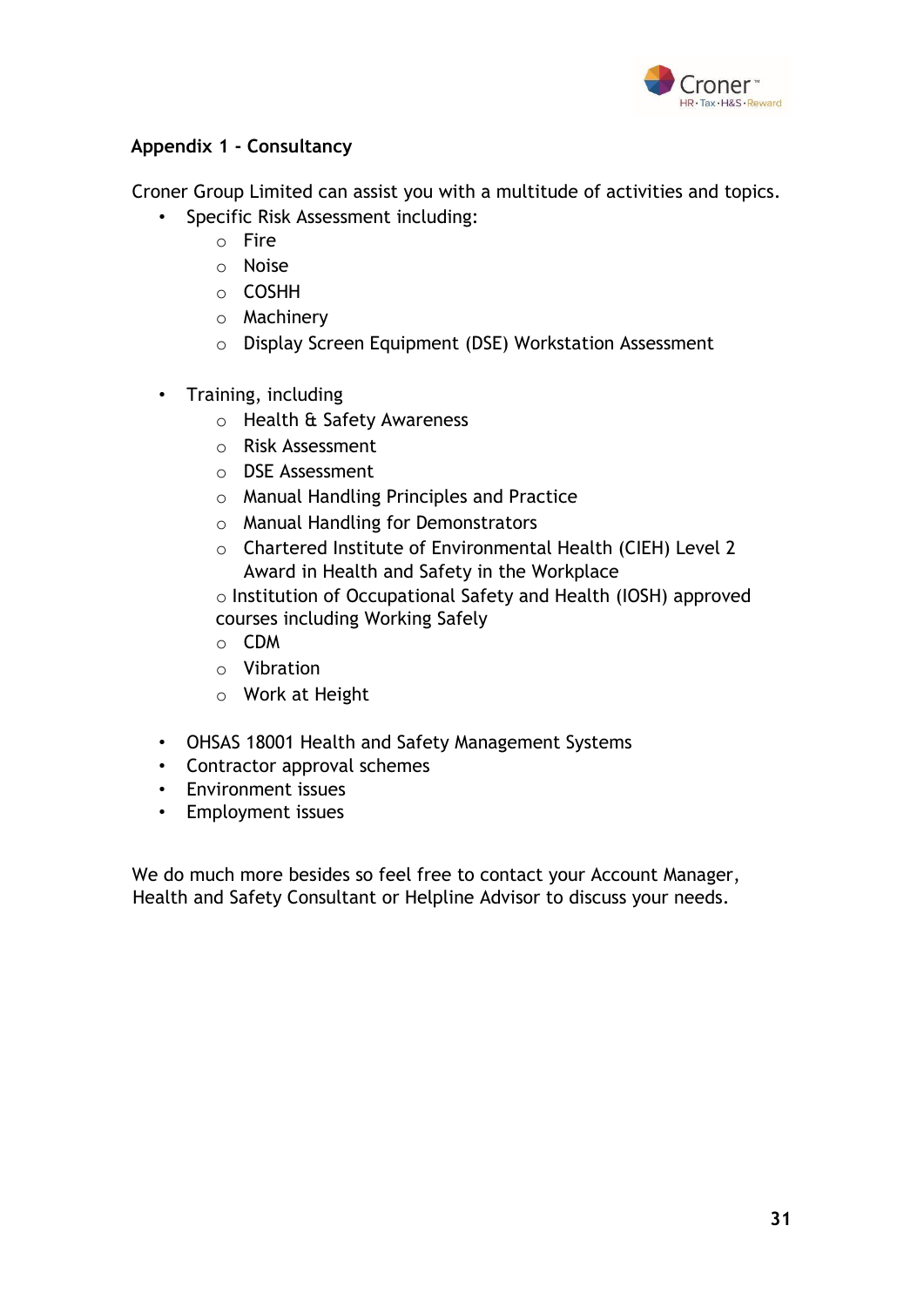## Appendix 1 - Consultancy

Croner Group Limited can assist you with a multitude of activities and topics.

- Specific Risk Assessment including:
  - Fire
  - Noise
  - COSHH
  - Machinery
  - Display Screen Equipment (DSE) Workstation Assessment

- Training, including
  - Health & Safety Awareness
  - Risk Assessment
  - DSE Assessment
  - Manual Handling Principles and Practice
  - Manual Handling for Demonstrators
  - Chartered Institute of Environmental Health (CIEH) Level 2 Award in Health and Safety in the Workplace
  - Institution of Occupational Safety and Health (IOSH) approved courses including Working Safely
  - CDM
  - Vibration
  - Work at Height

- OHSAS 18001 Health and Safety Management Systems
- Contractor approval schemes
- Environment issues
- Employment issues

We do much more besides so feel free to contact your Account Manager, Health and Safety Consultant or Helpline Advisor to discuss your needs.